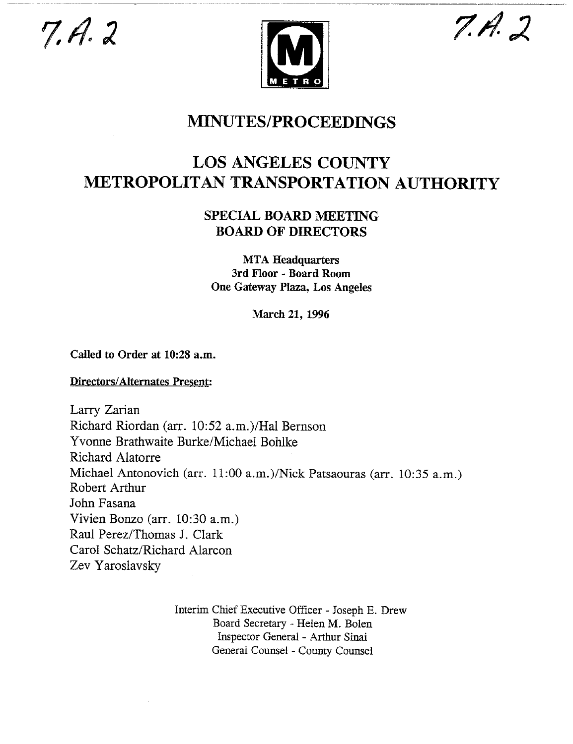7.A.2 7.A.2

METRO

# MINUTES/PROCEEDINGS

# LOS ANGELES COUNTY METROPOLITAN TRANSPORTATION AUTHORITY

## SPECIAL BOARD MEETING BOARD OF DIRECTORS

**MTA Headquarters**
**3rd Floor - Board Room**
**One Gateway Plaza, Los Angeles**

**March 21, 1996**

**Called to Order at 10:28 a.m.**

**Directors/Alternates Present:**

Larry Zarian
Richard Riordan (arr. 10:52 a.m.)/Hal Bernson
Yvonne Brathwaite Burke/Michael Bohlke
Richard Alatorre
Michael Antonovich (arr. 11:00 a.m.)/Nick Patsaouras (arr. 10:35 a.m.)
Robert Arthur
John Fasana
Vivien Bonzo (arr. 10:30 a.m.)
Raul Perez/Thomas J. Clark
Carol Schatz/Richard Alarcon
Zev Yaroslavsky

Interim Chief Executive Officer - Joseph E. Drew
Board Secretary - Helen M. Bolen
Inspector General - Arthur Sinai
General Counsel - County Counsel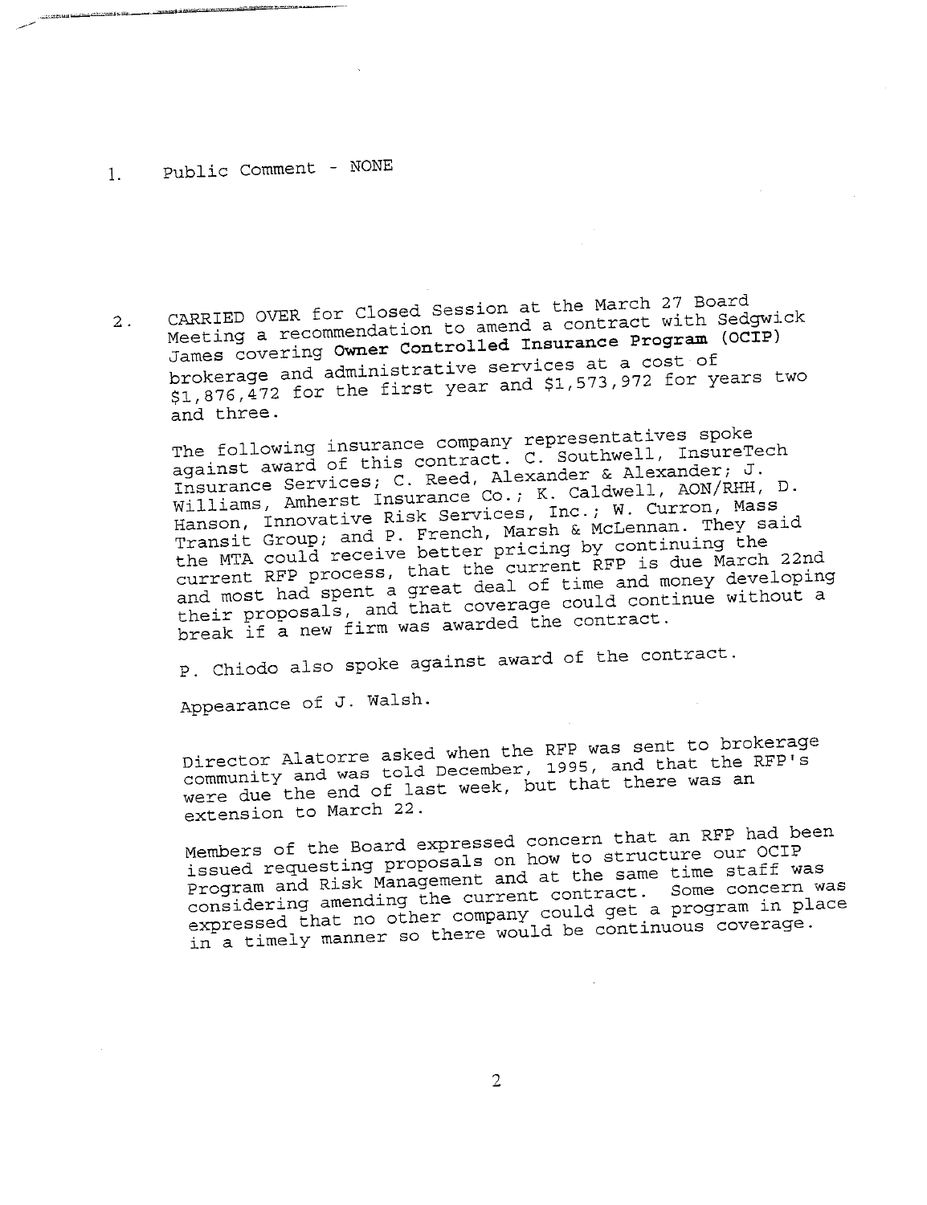1. Public Comment - NONE

2. CARRIED OVER for Closed Session at the March 27 Board Meeting a recommendation to amend a contract with Sedgwick James covering **Owner Controlled Insurance Program** (OCIP) brokerage and administrative services at a cost of $1,876,472 for the first year and $1,573,972 for years two and three.

   The following insurance company representatives spoke against award of this contract. C. Southwell, InsureTech Insurance Services; C. Reed, Alexander & Alexander; J. Williams, Amherst Insurance Co.; K. Caldwell, AON/RHH, D. Hanson, Innovative Risk Services, Inc.; W. Curron, Mass Transit Group; and P. French, Marsh & McLennan. They said the MTA could receive better pricing by continuing the current RFP process, that the current RFP is due March 22nd and most had spent a great deal of time and money developing their proposals, and that coverage could continue without a break if a new firm was awarded the contract.

   P. Chiodo also spoke against award of the contract.

   Appearance of J. Walsh.

   Director Alatorre asked when the RFP was sent to brokerage community and was told December, 1995, and that the RFP's were due the end of last week, but that there was an extension to March 22.

   Members of the Board expressed concern that an RFP had been issued requesting proposals on how to structure our OCIP Program and Risk Management and at the same time staff was considering amending the current contract. Some concern was expressed that no other company could get a program in place in a timely manner so there would be continuous coverage.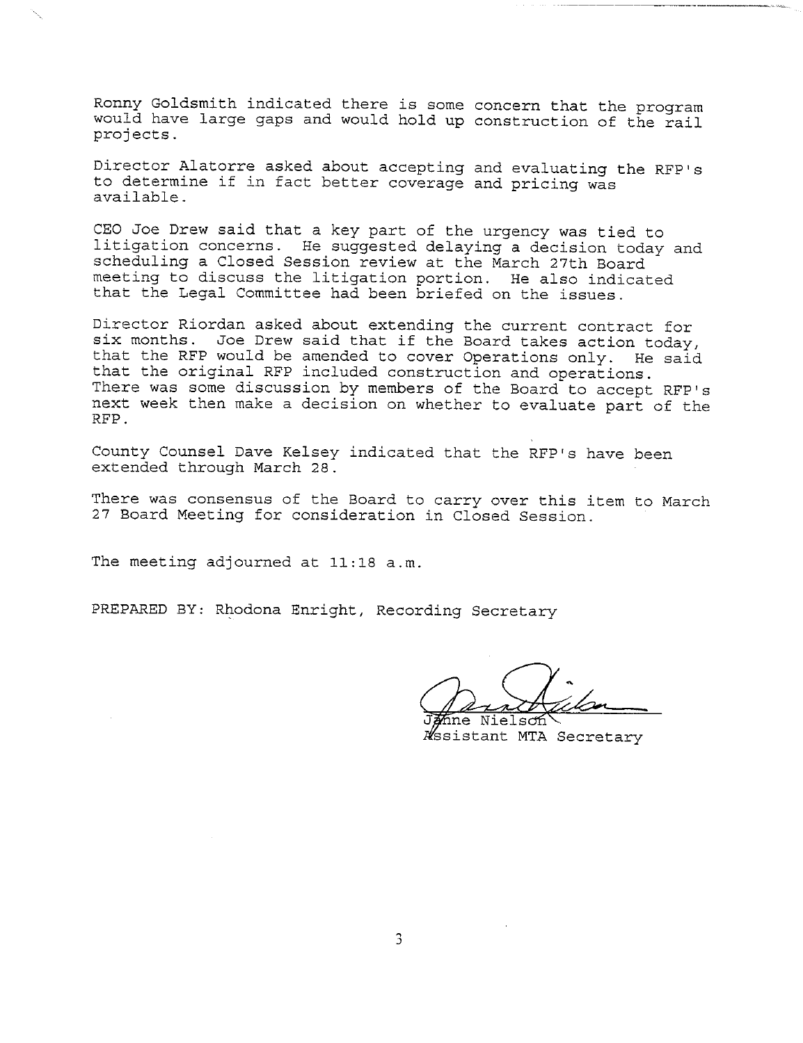Ronny Goldsmith indicated there is some concern that the program would have large gaps and would hold up construction of the rail projects.

Director Alatorre asked about accepting and evaluating the RFP's to determine if in fact better coverage and pricing was available.

CEO Joe Drew said that a key part of the urgency was tied to litigation concerns. He suggested delaying a decision today and scheduling a Closed Session review at the March 27th Board meeting to discuss the litigation portion. He also indicated that the Legal Committee had been briefed on the issues.

Director Riordan asked about extending the current contract for six months. Joe Drew said that if the Board takes action today, that the RFP would be amended to cover Operations only. He said that the original RFP included construction and operations. There was some discussion by members of the Board to accept RFP's next week then make a decision on whether to evaluate part of the RFP.

County Counsel Dave Kelsey indicated that the RFP's have been extended through March 28.

There was consensus of the Board to carry over this item to March 27 Board Meeting for consideration in Closed Session.

The meeting adjourned at 11:18 a.m.

PREPARED BY: Rhodona Enright, Recording Secretary

Janne Nielson
Assistant MTA Secretary